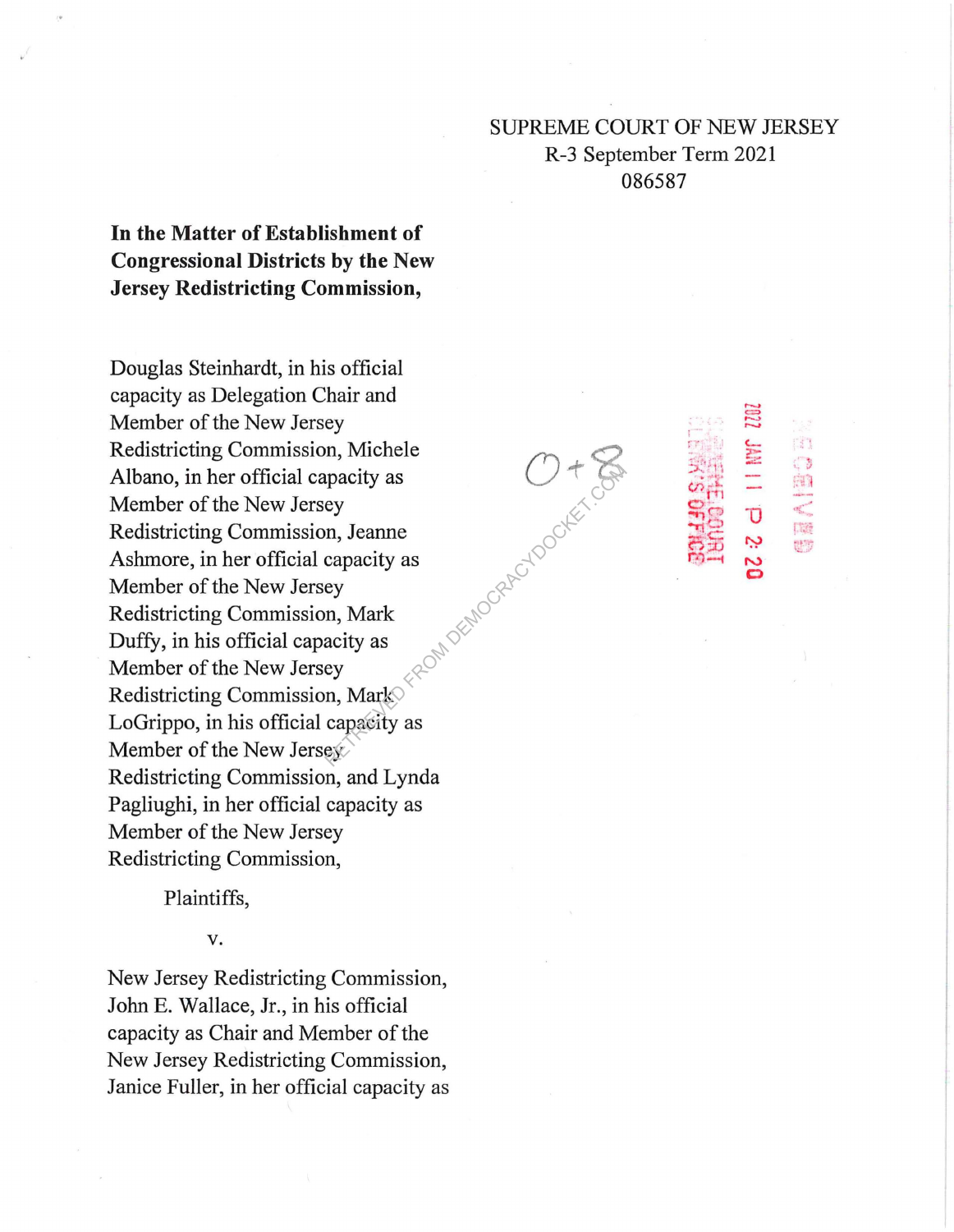SUPREME COURT OF NEW JERSEY
R-3 September Term 2021
086587

**In the Matter of Establishment of Congressional Districts by the New Jersey Redistricting Commission,**

Douglas Steinhardt, in his official capacity as Delegation Chair and Member of the New Jersey Redistricting Commission, Michele Albano, in her official capacity as Member of the New Jersey Redistricting Commission, Jeanne Ashmore, in her official capacity as Member of the New Jersey Redistricting Commission, Mark Duffy, in his official capacity as Member of the New Jersey Redistricting Commission, Mark LoGrippo, in his official capacity as Member of the New Jersey Redistricting Commission, and Lynda Pagliughi, in her official capacity as Member of the New Jersey Redistricting Commission,

Plaintiffs,

v.

New Jersey Redistricting Commission, John E. Wallace, Jr., in his official capacity as Chair and Member of the New Jersey Redistricting Commission, Janice Fuller, in her official capacity as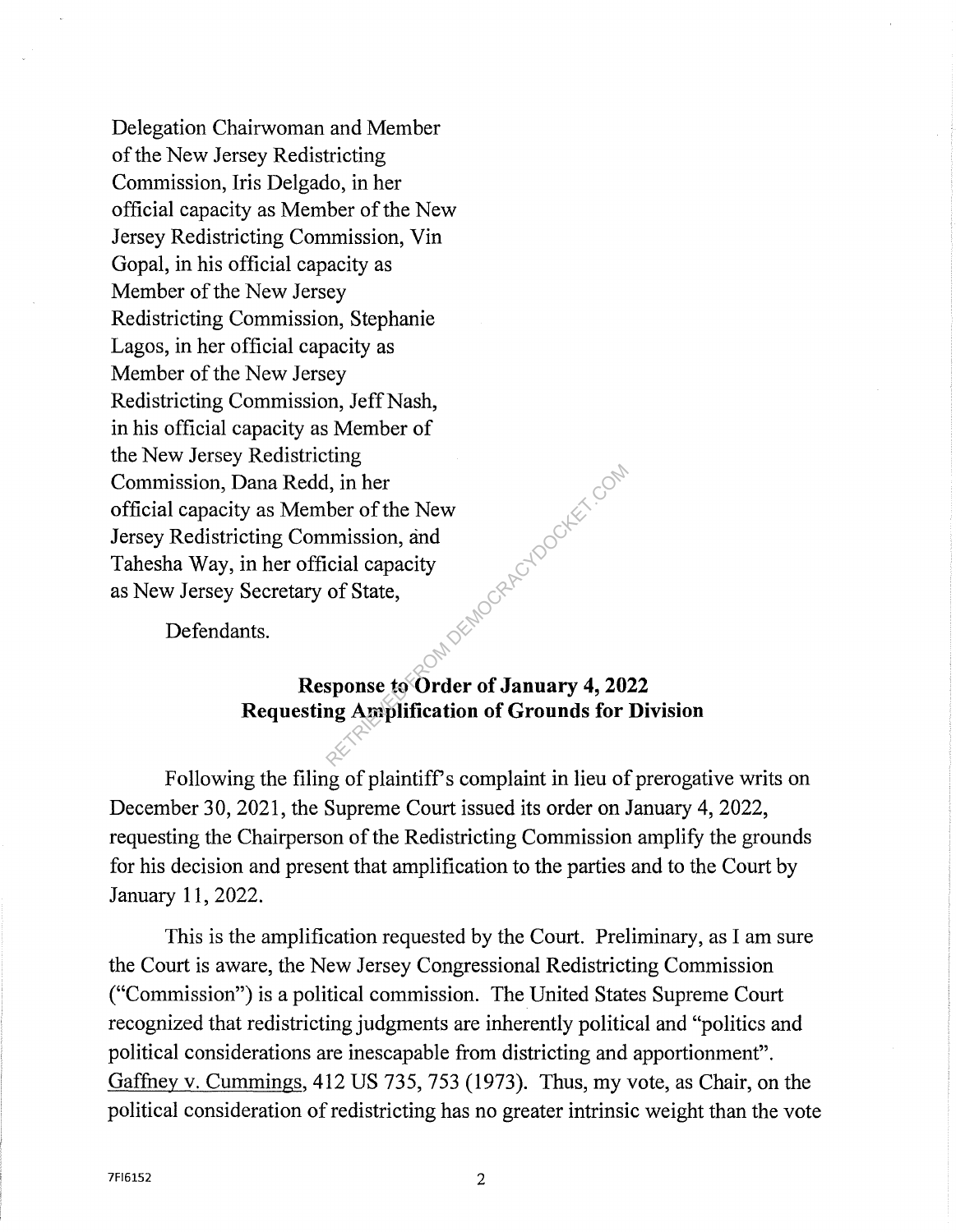Delegation Chairwoman and Member of the New Jersey Redistricting Commission, Iris Delgado, in her official capacity as Member of the New Jersey Redistricting Commission, Vin Gopal, in his official capacity as Member of the New Jersey Redistricting Commission, Stephanie Lagos, in her official capacity as Member of the New Jersey Redistricting Commission, Jeff Nash, in his official capacity as Member of the New Jersey Redistricting Commission, Dana Redd, in her official capacity as Member of the New Jersey Redistricting Commission, and Tahesha Way, in her official capacity as New Jersey Secretary of State,

Defendants.

**Response to Order of January 4, 2022**
**Requesting Amplification of Grounds for Division**

Following the filing of plaintiff's complaint in lieu of prerogative writs on December 30, 2021, the Supreme Court issued its order on January 4, 2022, requesting the Chairperson of the Redistricting Commission amplify the grounds for his decision and present that amplification to the parties and to the Court by January 11, 2022.

This is the amplification requested by the Court. Preliminary, as I am sure the Court is aware, the New Jersey Congressional Redistricting Commission ("Commission") is a political commission. The United States Supreme Court recognized that redistricting judgments are inherently political and "politics and political considerations are inescapable from districting and apportionment". Gaffney v. Cummings, 412 US 735, 753 (1973). Thus, my vote, as Chair, on the political consideration of redistricting has no greater intrinsic weight than the vote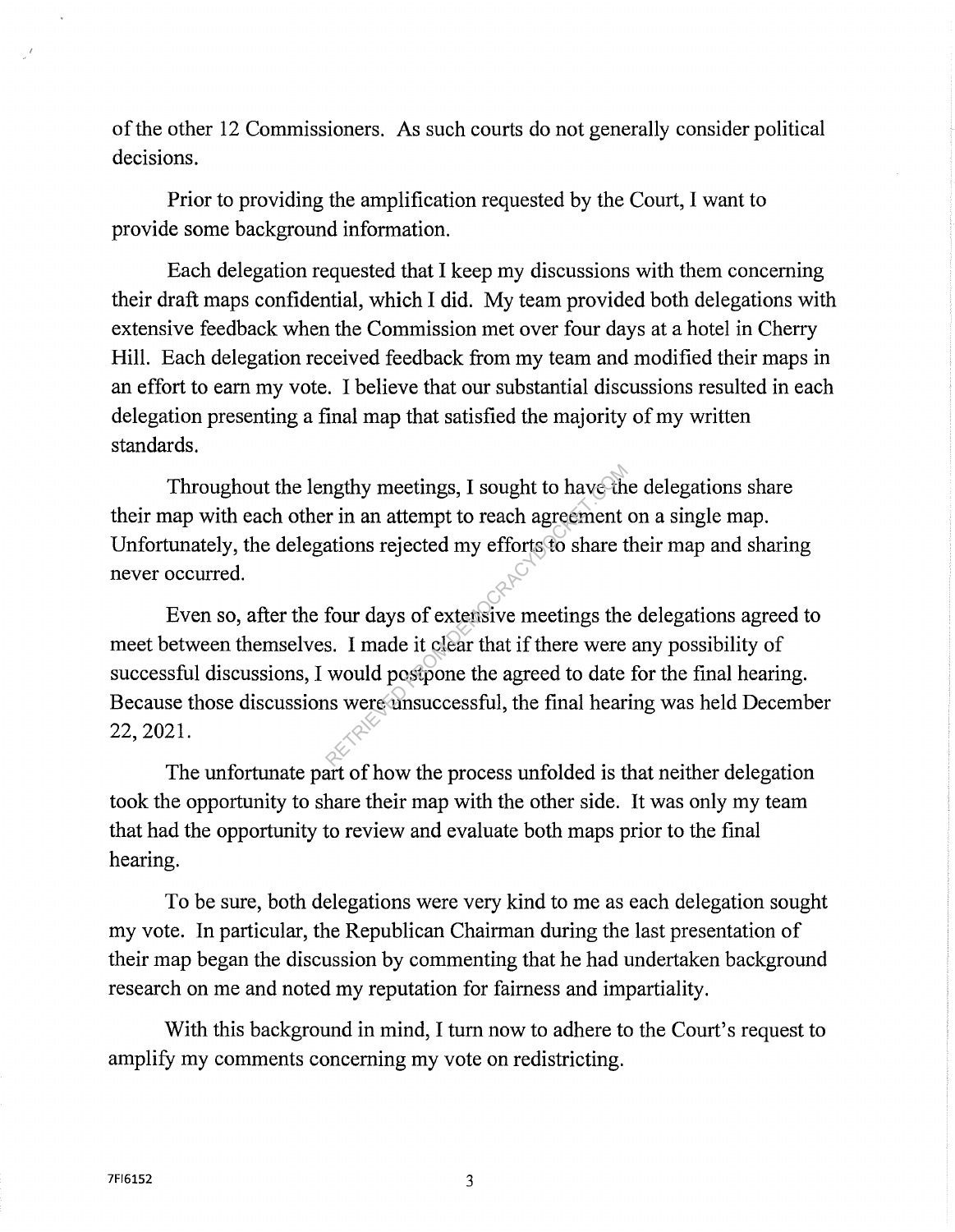of the other 12 Commissioners. As such courts do not generally consider political decisions.

Prior to providing the amplification requested by the Court, I want to provide some background information.

Each delegation requested that I keep my discussions with them concerning their draft maps confidential, which I did. My team provided both delegations with extensive feedback when the Commission met over four days at a hotel in Cherry Hill. Each delegation received feedback from my team and modified their maps in an effort to earn my vote. I believe that our substantial discussions resulted in each delegation presenting a final map that satisfied the majority of my written standards.

Throughout the lengthy meetings, I sought to have the delegations share their map with each other in an attempt to reach agreement on a single map. Unfortunately, the delegations rejected my efforts to share their map and sharing never occurred.

Even so, after the four days of extensive meetings the delegations agreed to meet between themselves. I made it clear that if there were any possibility of successful discussions, I would postpone the agreed to date for the final hearing. Because those discussions were unsuccessful, the final hearing was held December 22, 2021.

The unfortunate part of how the process unfolded is that neither delegation took the opportunity to share their map with the other side. It was only my team that had the opportunity to review and evaluate both maps prior to the final hearing.

To be sure, both delegations were very kind to me as each delegation sought my vote. In particular, the Republican Chairman during the last presentation of their map began the discussion by commenting that he had undertaken background research on me and noted my reputation for fairness and impartiality.

With this background in mind, I turn now to adhere to the Court's request to amplify my comments concerning my vote on redistricting.

7FI6152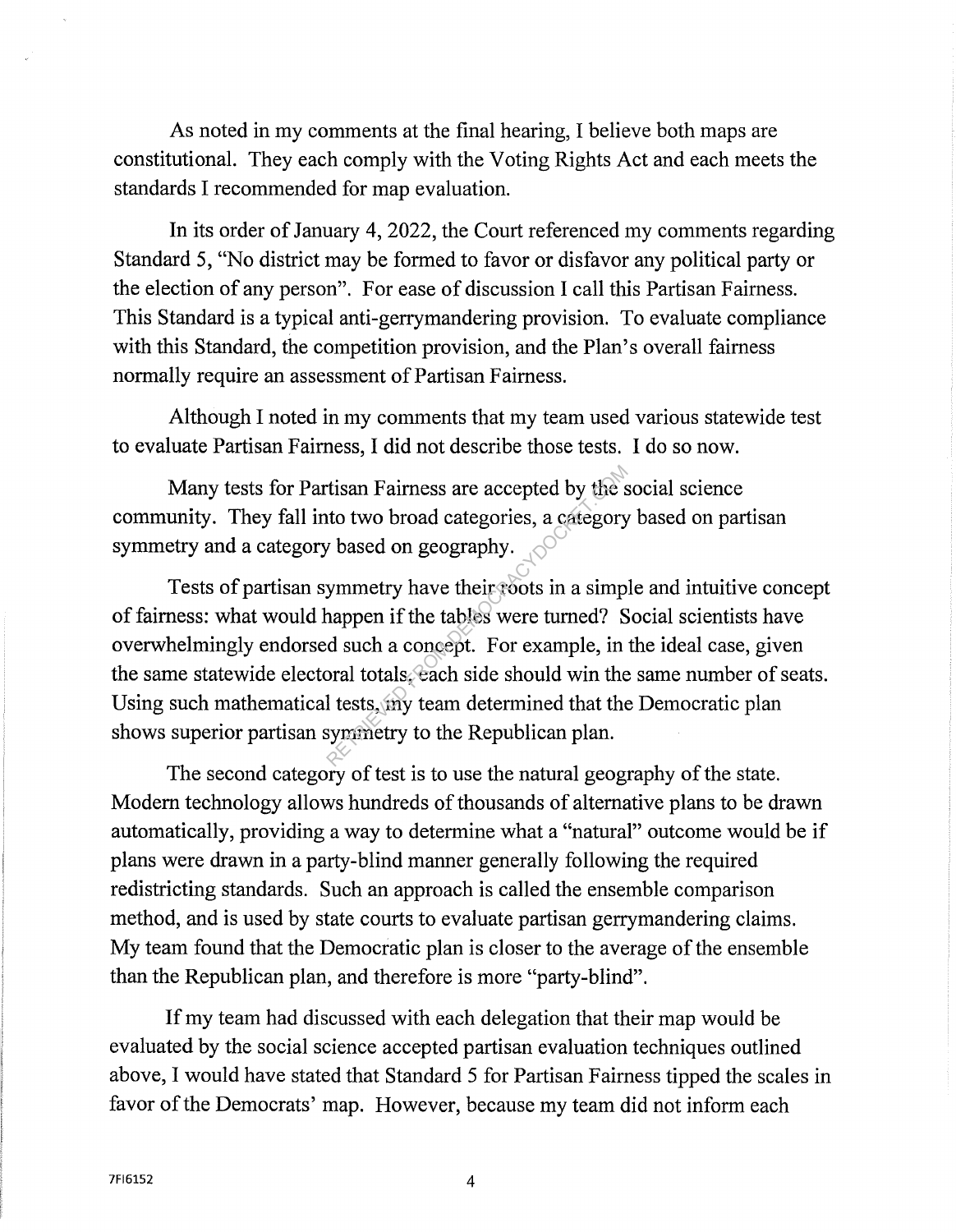As noted in my comments at the final hearing, I believe both maps are constitutional. They each comply with the Voting Rights Act and each meets the standards I recommended for map evaluation.

In its order of January 4, 2022, the Court referenced my comments regarding Standard 5, "No district may be formed to favor or disfavor any political party or the election of any person". For ease of discussion I call this Partisan Fairness. This Standard is a typical anti-gerrymandering provision. To evaluate compliance with this Standard, the competition provision, and the Plan's overall fairness normally require an assessment of Partisan Fairness.

Although I noted in my comments that my team used various statewide test to evaluate Partisan Fairness, I did not describe those tests. I do so now.

Many tests for Partisan Fairness are accepted by the social science community. They fall into two broad categories, a category based on partisan symmetry and a category based on geography.

Tests of partisan symmetry have their roots in a simple and intuitive concept of fairness: what would happen if the tables were turned? Social scientists have overwhelmingly endorsed such a concept. For example, in the ideal case, given the same statewide electoral totals, each side should win the same number of seats. Using such mathematical tests, my team determined that the Democratic plan shows superior partisan symmetry to the Republican plan.

The second category of test is to use the natural geography of the state. Modern technology allows hundreds of thousands of alternative plans to be drawn automatically, providing a way to determine what a "natural" outcome would be if plans were drawn in a party-blind manner generally following the required redistricting standards. Such an approach is called the ensemble comparison method, and is used by state courts to evaluate partisan gerrymandering claims. My team found that the Democratic plan is closer to the average of the ensemble than the Republican plan, and therefore is more "party-blind".

If my team had discussed with each delegation that their map would be evaluated by the social science accepted partisan evaluation techniques outlined above, I would have stated that Standard 5 for Partisan Fairness tipped the scales in favor of the Democrats' map. However, because my team did not inform each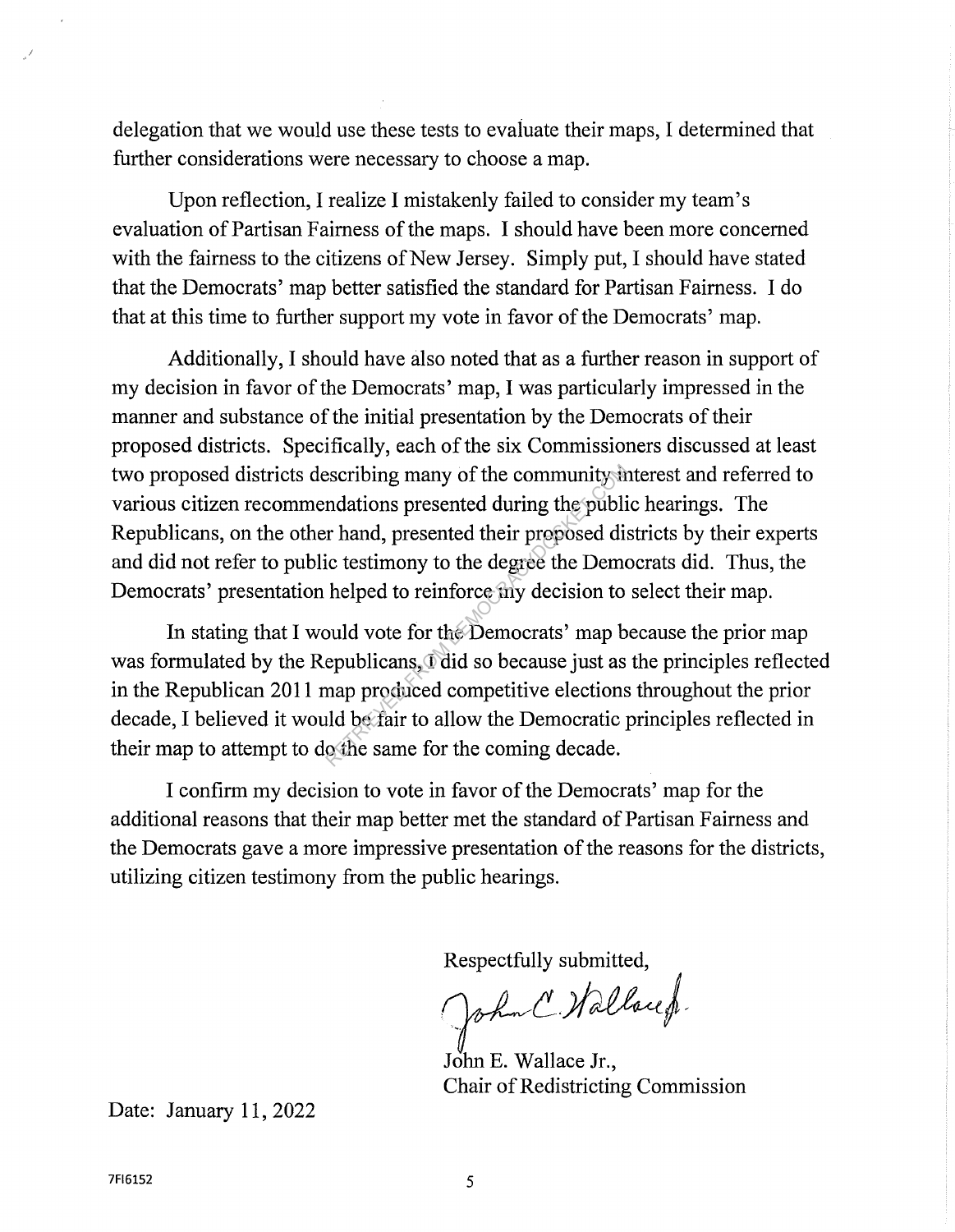delegation that we would use these tests to evaluate their maps, I determined that further considerations were necessary to choose a map.

Upon reflection, I realize I mistakenly failed to consider my team's evaluation of Partisan Fairness of the maps. I should have been more concerned with the fairness to the citizens of New Jersey. Simply put, I should have stated that the Democrats' map better satisfied the standard for Partisan Fairness. I do that at this time to further support my vote in favor of the Democrats' map.

Additionally, I should have also noted that as a further reason in support of my decision in favor of the Democrats' map, I was particularly impressed in the manner and substance of the initial presentation by the Democrats of their proposed districts. Specifically, each of the six Commissioners discussed at least two proposed districts describing many of the community interest and referred to various citizen recommendations presented during the public hearings. The Republicans, on the other hand, presented their proposed districts by their experts and did not refer to public testimony to the degree the Democrats did. Thus, the Democrats' presentation helped to reinforce my decision to select their map.

In stating that I would vote for the Democrats' map because the prior map was formulated by the Republicans, I did so because just as the principles reflected in the Republican 2011 map produced competitive elections throughout the prior decade, I believed it would be fair to allow the Democratic principles reflected in their map to attempt to do the same for the coming decade.

I confirm my decision to vote in favor of the Democrats' map for the additional reasons that their map better met the standard of Partisan Fairness and the Democrats gave a more impressive presentation of the reasons for the districts, utilizing citizen testimony from the public hearings.

Respectfully submitted,

John E. Wallace Jr.,
Chair of Redistricting Commission

Date: January 11, 2022

7FI6152